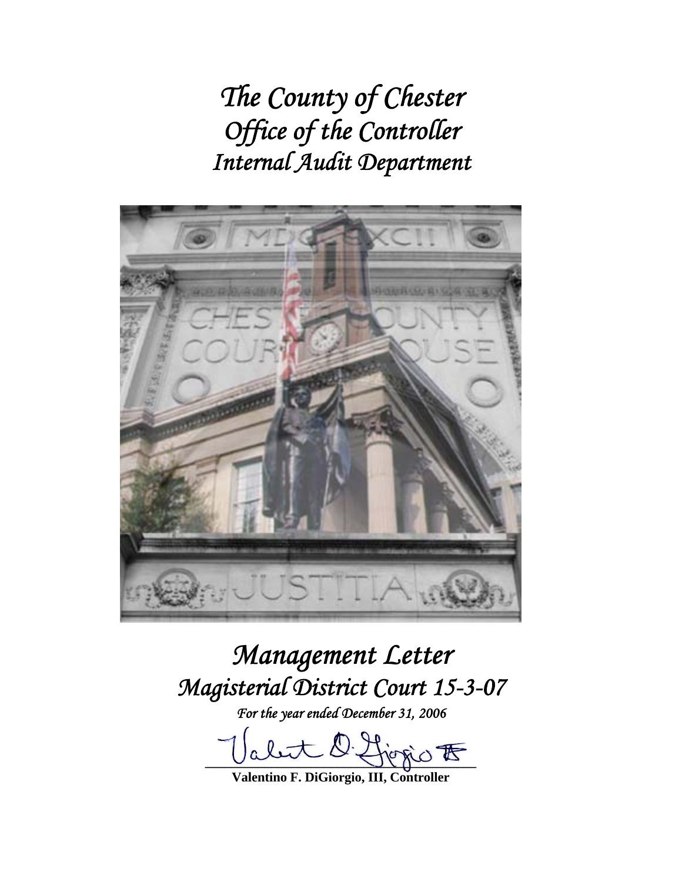# *The County of Chester*
# *Office of the Controller*
# *Internal Audit Department*

# *Management Letter*
# *Magisterial District Court 15-3-07*

*For the year ended December 31, 2006*

**Valentino F. DiGiorgio, III, Controller**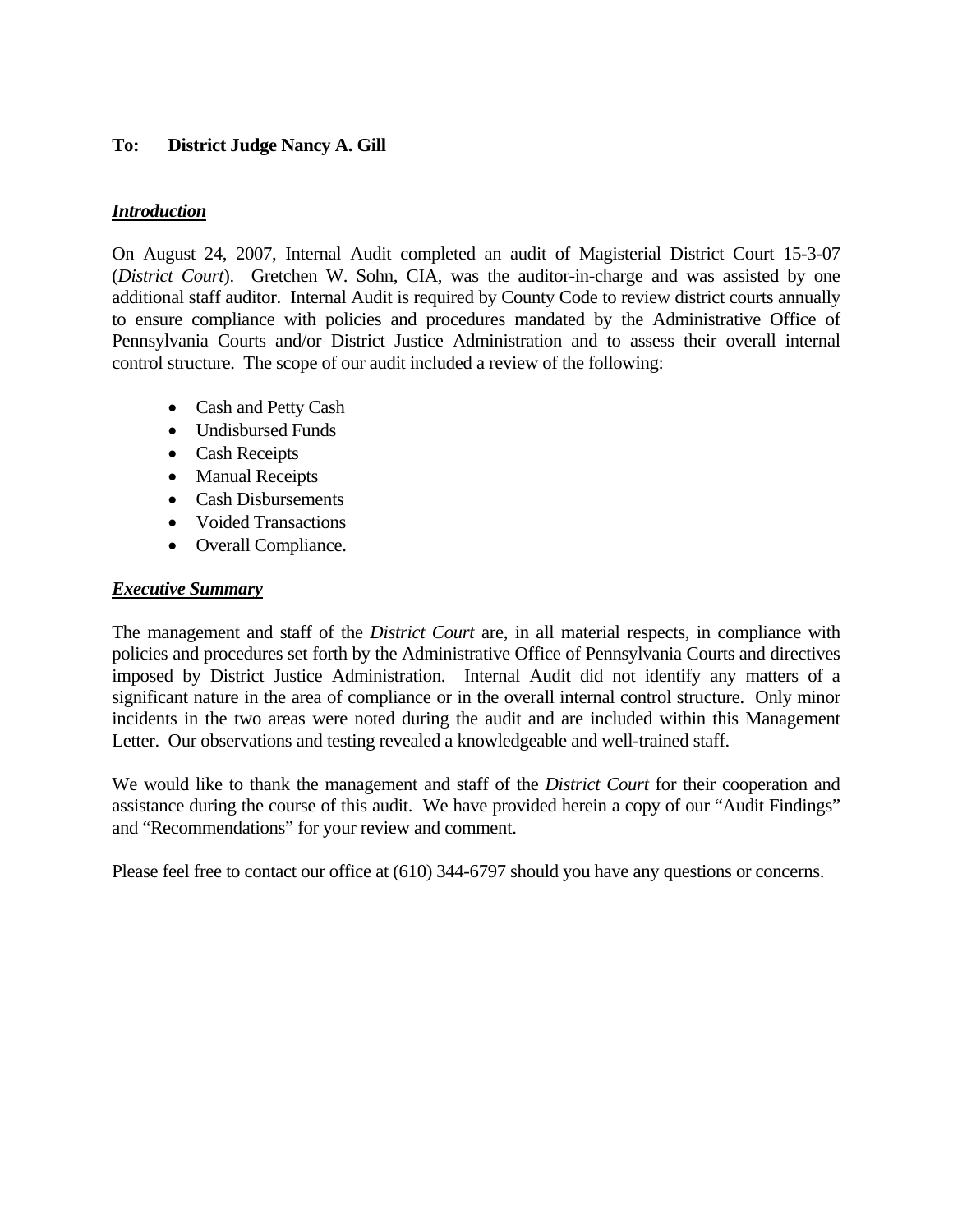**To: District Judge Nancy A. Gill**

***Introduction***

On August 24, 2007, Internal Audit completed an audit of Magisterial District Court 15-3-07 (*District Court*). Gretchen W. Sohn, CIA, was the auditor-in-charge and was assisted by one additional staff auditor. Internal Audit is required by County Code to review district courts annually to ensure compliance with policies and procedures mandated by the Administrative Office of Pennsylvania Courts and/or District Justice Administration and to assess their overall internal control structure. The scope of our audit included a review of the following:

- Cash and Petty Cash
- Undisbursed Funds
- Cash Receipts
- Manual Receipts
- Cash Disbursements
- Voided Transactions
- Overall Compliance.

***Executive Summary***

The management and staff of the *District Court* are, in all material respects, in compliance with policies and procedures set forth by the Administrative Office of Pennsylvania Courts and directives imposed by District Justice Administration. Internal Audit did not identify any matters of a significant nature in the area of compliance or in the overall internal control structure. Only minor incidents in the two areas were noted during the audit and are included within this Management Letter. Our observations and testing revealed a knowledgeable and well-trained staff.

We would like to thank the management and staff of the *District Court* for their cooperation and assistance during the course of this audit. We have provided herein a copy of our "Audit Findings" and "Recommendations" for your review and comment.

Please feel free to contact our office at (610) 344-6797 should you have any questions or concerns.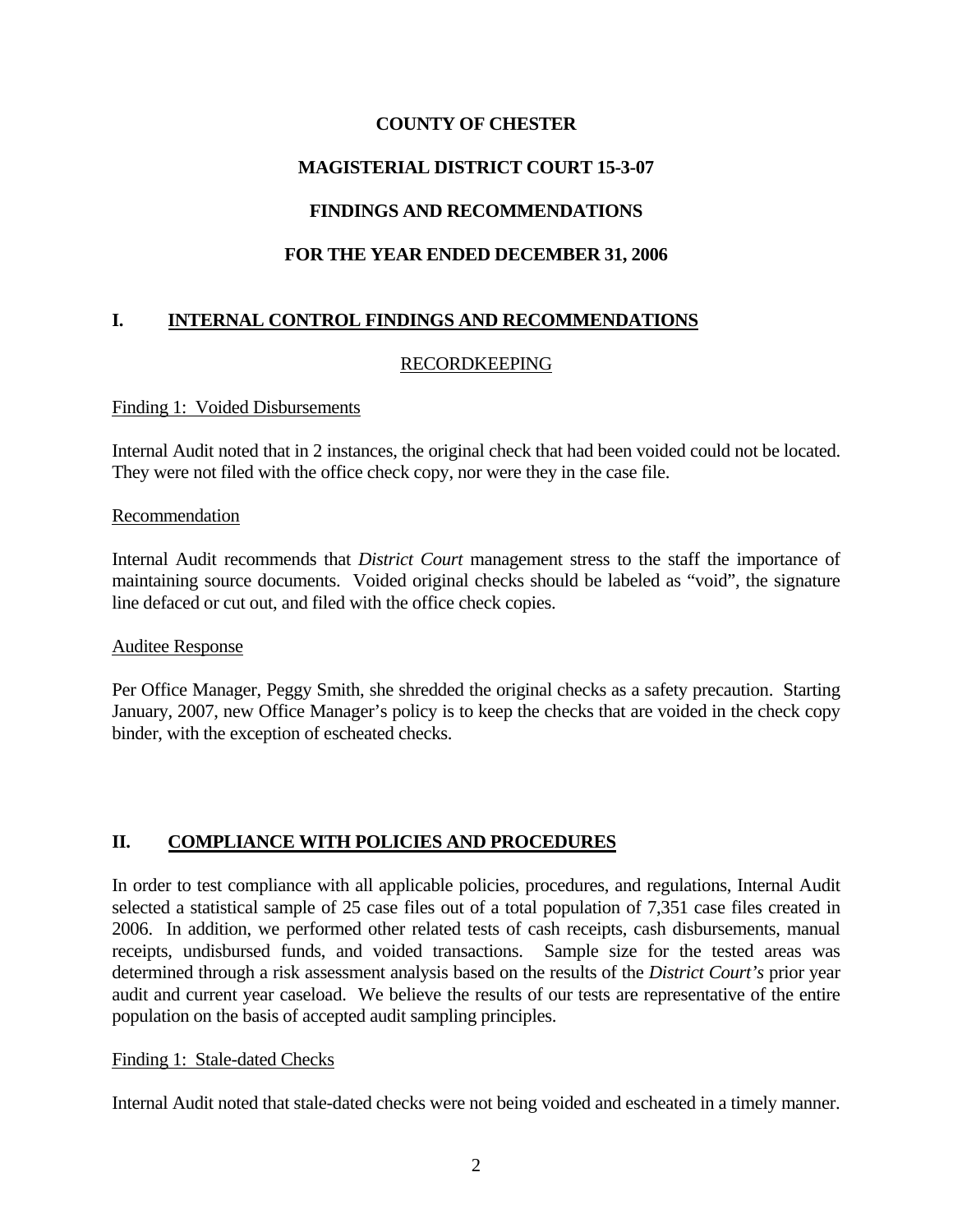**COUNTY OF CHESTER**

**MAGISTERIAL DISTRICT COURT 15-3-07**

**FINDINGS AND RECOMMENDATIONS**

**FOR THE YEAR ENDED DECEMBER 31, 2006**

## I. INTERNAL CONTROL FINDINGS AND RECOMMENDATIONS

### RECORDKEEPING

Finding 1: Voided Disbursements

Internal Audit noted that in 2 instances, the original check that had been voided could not be located. They were not filed with the office check copy, nor were they in the case file.

Recommendation

Internal Audit recommends that *District Court* management stress to the staff the importance of maintaining source documents. Voided original checks should be labeled as "void", the signature line defaced or cut out, and filed with the office check copies.

Auditee Response

Per Office Manager, Peggy Smith, she shredded the original checks as a safety precaution. Starting January, 2007, new Office Manager's policy is to keep the checks that are voided in the check copy binder, with the exception of escheated checks.

## II. COMPLIANCE WITH POLICIES AND PROCEDURES

In order to test compliance with all applicable policies, procedures, and regulations, Internal Audit selected a statistical sample of 25 case files out of a total population of 7,351 case files created in 2006. In addition, we performed other related tests of cash receipts, cash disbursements, manual receipts, undisbursed funds, and voided transactions. Sample size for the tested areas was determined through a risk assessment analysis based on the results of the *District Court's* prior year audit and current year caseload. We believe the results of our tests are representative of the entire population on the basis of accepted audit sampling principles.

Finding 1: Stale-dated Checks

Internal Audit noted that stale-dated checks were not being voided and escheated in a timely manner.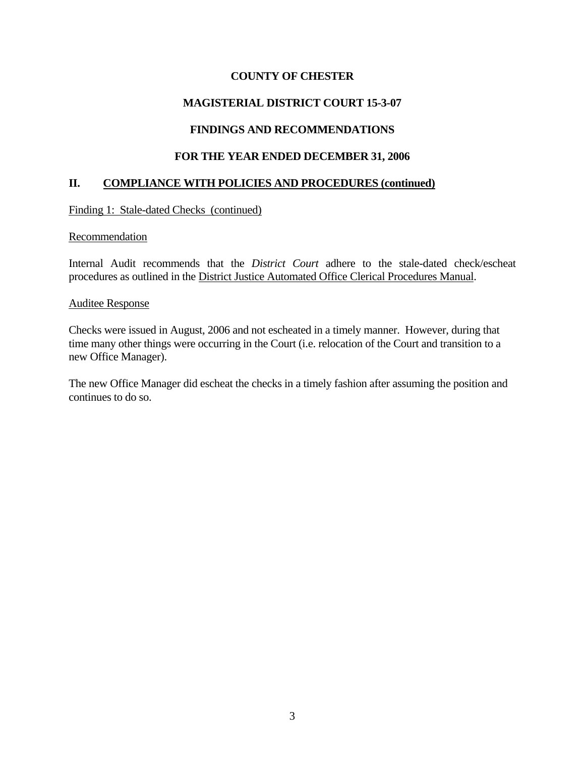**COUNTY OF CHESTER**

**MAGISTERIAL DISTRICT COURT 15-3-07**

**FINDINGS AND RECOMMENDATIONS**

**FOR THE YEAR ENDED DECEMBER 31, 2006**

## II. COMPLIANCE WITH POLICIES AND PROCEDURES (continued)

Finding 1: Stale-dated Checks (continued)

Recommendation

Internal Audit recommends that the *District Court* adhere to the stale-dated check/escheat procedures as outlined in the District Justice Automated Office Clerical Procedures Manual.

Auditee Response

Checks were issued in August, 2006 and not escheated in a timely manner. However, during that time many other things were occurring in the Court (i.e. relocation of the Court and transition to a new Office Manager).

The new Office Manager did escheat the checks in a timely fashion after assuming the position and continues to do so.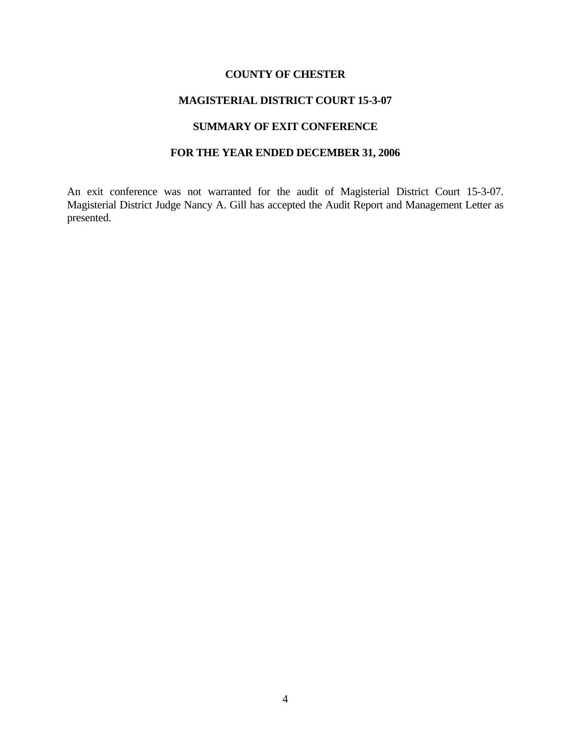**COUNTY OF CHESTER**

**MAGISTERIAL DISTRICT COURT 15-3-07**

**SUMMARY OF EXIT CONFERENCE**

**FOR THE YEAR ENDED DECEMBER 31, 2006**

An exit conference was not warranted for the audit of Magisterial District Court 15-3-07. Magisterial District Judge Nancy A. Gill has accepted the Audit Report and Management Letter as presented.